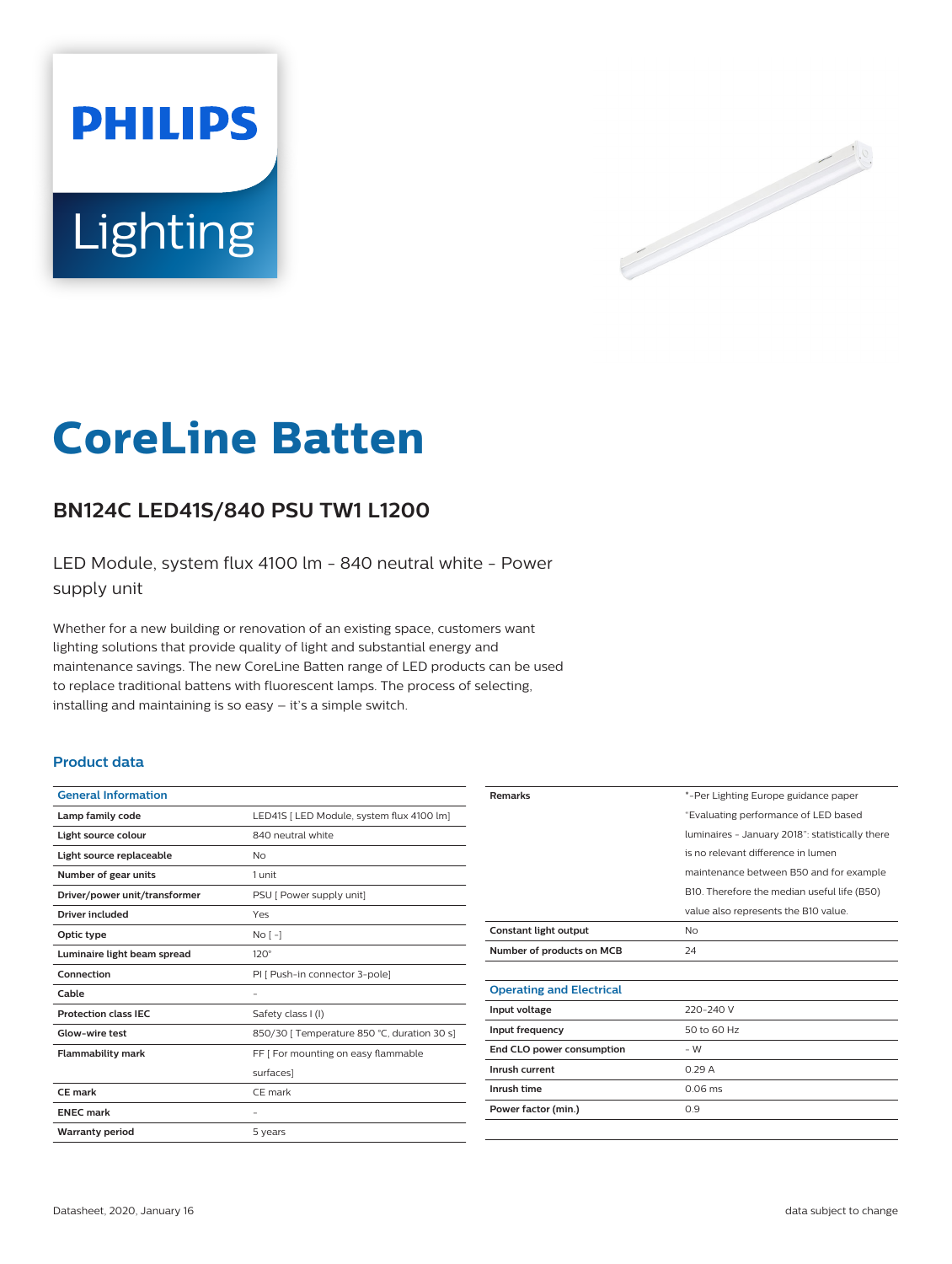# CoreLine Batten

## BN124C LED41S/840 PSU TW1 L1200

LED Module, system flux 4100 lm - 840 neutral white - Power supply unit

Whether for a new building or renovation of an existing space, customers want lighting solutions that provide quality of light and substantial energy and maintenance savings. The new CoreLine Batten range of LED products can be used to replace traditional battens with fluorescent lamps. The process of selecting, installing and maintaining is so easy – it's a simple switch.

### Product data

| General Information | |
|---|---|
| Lamp family code | LED41S [ LED Module, system flux 4100 lm] |
| Light source colour | 840 neutral white |
| Light source replaceable | No |
| Number of gear units | 1 unit |
| Driver/power unit/transformer | PSU [ Power supply unit] |
| Driver included | Yes |
| Optic type | No [ -] |
| Luminaire light beam spread | 120° |
| Connection | PI [ Push-in connector 3-pole] |
| Cable | - |
| Protection class IEC | Safety class I (I) |
| Glow-wire test | 850/30 [ Temperature 850 °C, duration 30 s] |
| Flammability mark | FF [ For mounting on easy flammable surfaces] |
| CE mark | CE mark |
| ENEC mark | - |
| Warranty period | 5 years |
| Remarks | *-Per Lighting Europe guidance paper "Evaluating performance of LED based luminaires - January 2018": statistically there is no relevant difference in lumen maintenance between B50 and for example B10. Therefore the median useful life (B50) value also represents the B10 value. |
| Constant light output | No |
| Number of products on MCB | 24 |

| Operating and Electrical | |
|---|---|
| Input voltage | 220-240 V |
| Input frequency | 50 to 60 Hz |
| End CLO power consumption | - W |
| Inrush current | 0.29 A |
| Inrush time | 0.06 ms |
| Power factor (min.) | 0.9 |

Datasheet, 2020, January 16

data subject to change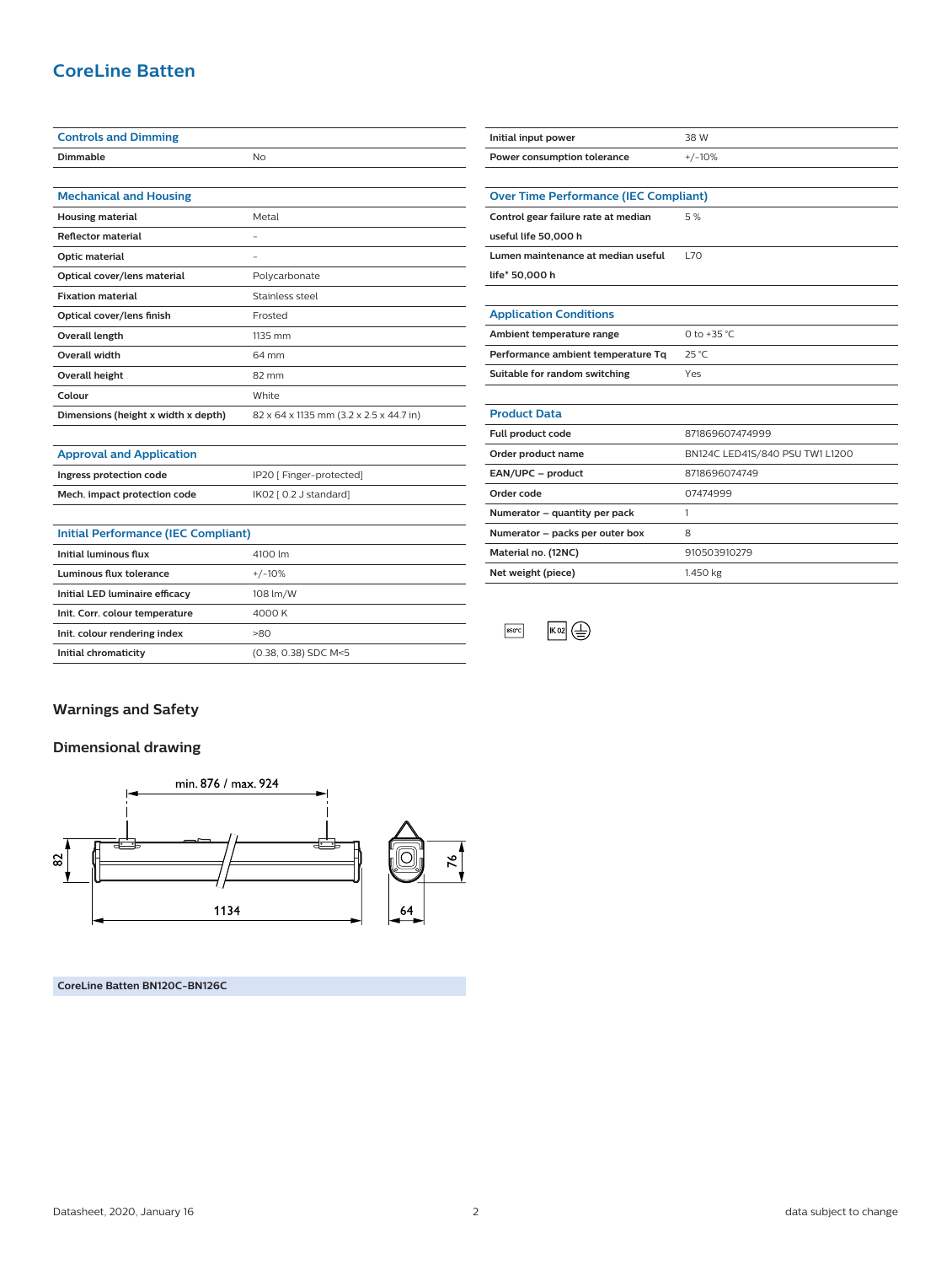# CoreLine Batten

| Controls and Dimming | |
|---|---|
| Dimmable | No |

| Mechanical and Housing | |
|---|---|
| Housing material | Metal |
| Reflector material | - |
| Optic material | - |
| Optical cover/lens material | Polycarbonate |
| Fixation material | Stainless steel |
| Optical cover/lens finish | Frosted |
| Overall length | 1135 mm |
| Overall width | 64 mm |
| Overall height | 82 mm |
| Colour | White |
| Dimensions (height x width x depth) | 82 x 64 x 1135 mm (3.2 x 2.5 x 44.7 in) |

| Approval and Application | |
|---|---|
| Ingress protection code | IP20 [ Finger-protected] |
| Mech. impact protection code | IK02 [ 0.2 J standard] |

| Initial Performance (IEC Compliant) | |
|---|---|
| Initial luminous flux | 4100 lm |
| Luminous flux tolerance | +/-10% |
| Initial LED luminaire efficacy | 108 lm/W |
| Init. Corr. colour temperature | 4000 K |
| Init. colour rendering index | >80 |
| Initial chromaticity | (0.38, 0.38) SDC M<5 |

| | |
|---|---|
| Initial input power | 38 W |
| Power consumption tolerance | +/-10% |

| Over Time Performance (IEC Compliant) | |
|---|---|
| Control gear failure rate at median useful life 50,000 h | 5 % |
| Lumen maintenance at median useful life* 50,000 h | L70 |

| Application Conditions | |
|---|---|
| Ambient temperature range | 0 to +35 °C |
| Performance ambient temperature Tq | 25 °C |
| Suitable for random switching | Yes |

| Product Data | |
|---|---|
| Full product code | 871869607474999 |
| Order product name | BN124C LED41S/840 PSU TW1 L1200 |
| EAN/UPC – product | 8718696074749 |
| Order code | 07474999 |
| Numerator – quantity per pack | 1 |
| Numerator – packs per outer box | 8 |
| Material no. (12NC) | 910503910279 |
| Net weight (piece) | 1.450 kg |

850°C IK02

## Warnings and Safety

## Dimensional drawing

min. 876 / max. 924

82

1134

76

64

CoreLine Batten BN120C-BN126C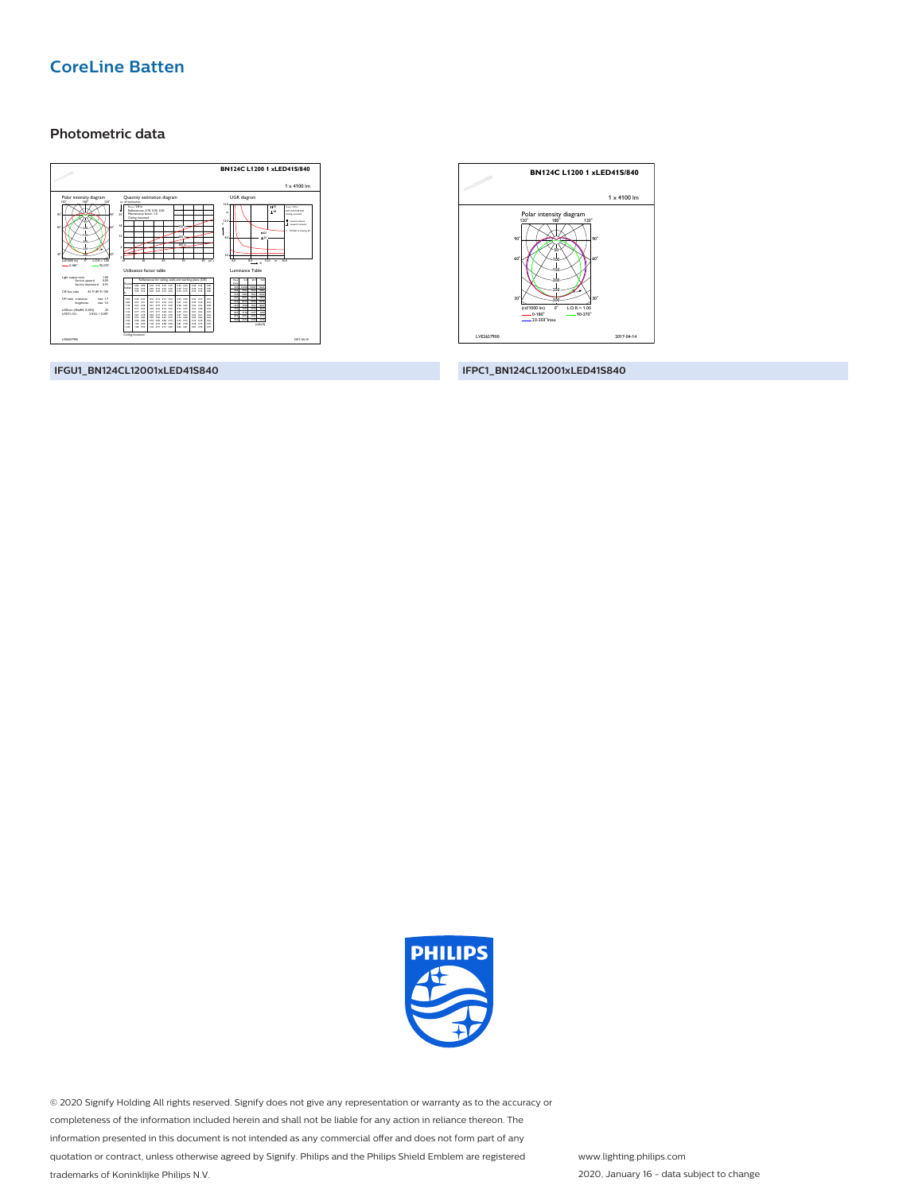## CoreLine Batten

### Photometric data

BN124C L1200 1 xLED41S/840

1 x 4100 lm

Polar intensity diagram

Quantity estimation diagram

UGR diagram

Utilization factor table

Luminance Table

LVE2657900

2017-04-14

IFGU1_BN124CL12001xLED41S840

BN124C L1200 1 xLED41S/840

1 x 4100 lm

Polar intensity diagram

120° 180° 120°

90° 90°

60° 60°

30° 30°

(cd/1000 lm) 0° L.O.R.= 1.00

0-180° 90-270°

23-203°Imax

LVE2657900

2017-04-14

IFPC1_BN124CL12001xLED41S840

© 2020 Signify Holding All rights reserved. Signify does not give any representation or warranty as to the accuracy or completeness of the information included herein and shall not be liable for any action in reliance thereon. The information presented in this document is not intended as any commercial offer and does not form part of any quotation or contract, unless otherwise agreed by Signify. Philips and the Philips Shield Emblem are registered trademarks of Koninklijke Philips N.V.

www.lighting.philips.com

2020, January 16 - data subject to change